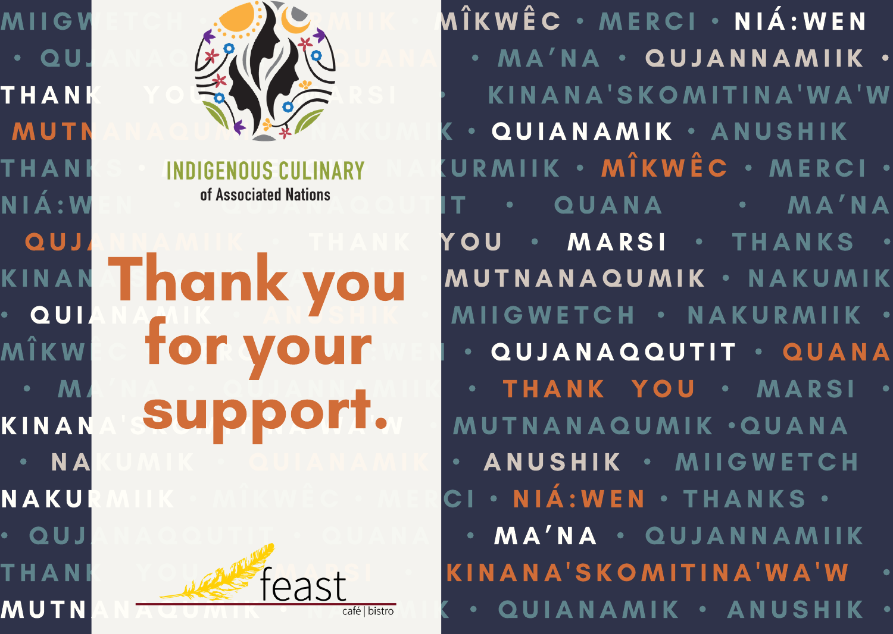# Thank you for your support.

INDIGENOUS CULINARY of Associated Nations

feast café | bistro

MIIGWETCH • NAKURMIIK • MÎKWÊC • MERCI • NIÁ:WEN • QUJANAQQUTIT • QUANA • MA'NA • QUJANNAMIIK • THANK YOU • MARSI • THANKS • KINANA'SKOMITINA'WA'W • MUTNANAQUMIK • NAKUMIK • QUIANAMIK • ANUSHIK • THANKS • NAKURMIIK • MÎKWÊC • MERCI • NIÁ:WEN • QUJANAQQUTIT • QUANA • MA'NA • QUJANNAMIIK • THANK YOU • MARSI • THANKS • KINANA'SKOMITINA'WA'W • MUTNANAQUMIK • NAKUMIK • QUIANAMIK • ANUSHIK • MIIGWETCH • NAKURMIIK • MÎKWÊC • MERCI • NIÁ:WEN • QUJANAQQUTIT • QUANA • MA'NA • QUJANNAMIIK • THANK YOU • MARSI • KINANA'SKOMITINA'WA'W • MUTNANAQUMIK • QUANA • NAKUMIK • QUIANAMIK • ANUSHIK • MIIGWETCH • NAKURMIIK • MÎKWÊC • MERCI • NIÁ:WEN • THANKS • QUJANAQQUTIT • QUANA • MA'NA • QUJANNAMIIK • THANK YOU • MARSI • KINANA'SKOMITINA'WA'W • MUTNANAQUMIK • NAKUMIK • QUIANAMIK • ANUSHIK •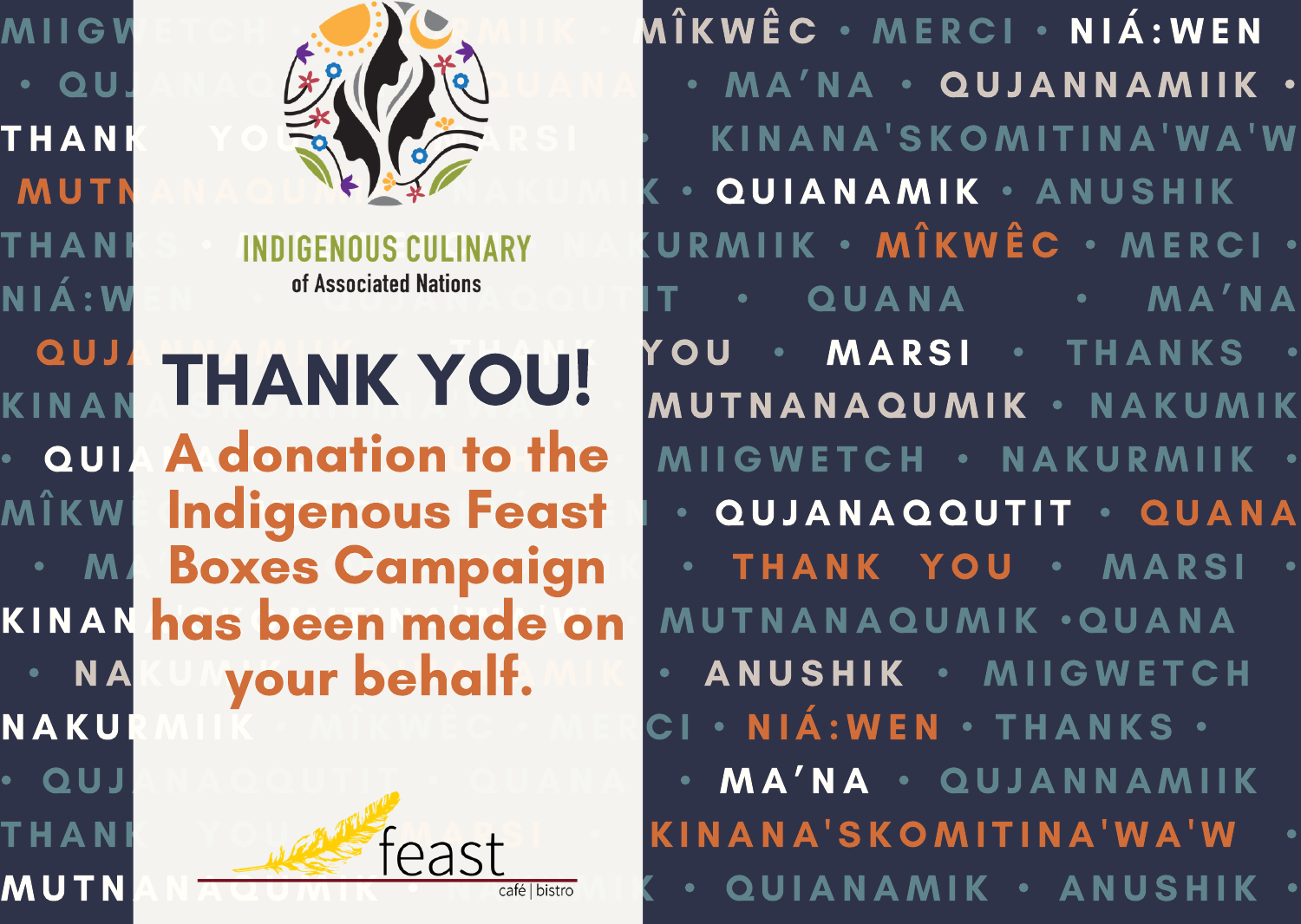INDIGENOUS CULINARY
of Associated Nations

# THANK YOU!

## A donation to the Indigenous Feast Boxes Campaign has been made on your behalf.

feast
café | bistro

MIIGWETCH • NAKURMIIK • MÎKWÊC • MERCI • NIÁ:WEN • QUJANAQQUTIT • QUANA • MA'NA • QUJANNAMIIK • THANK YOU • MARSI • KINANA'SKOMITINA'WA'W • MUTNANAQUMIK • NAKUMIK • QUIANAMIK • ANUSHIK • THANKS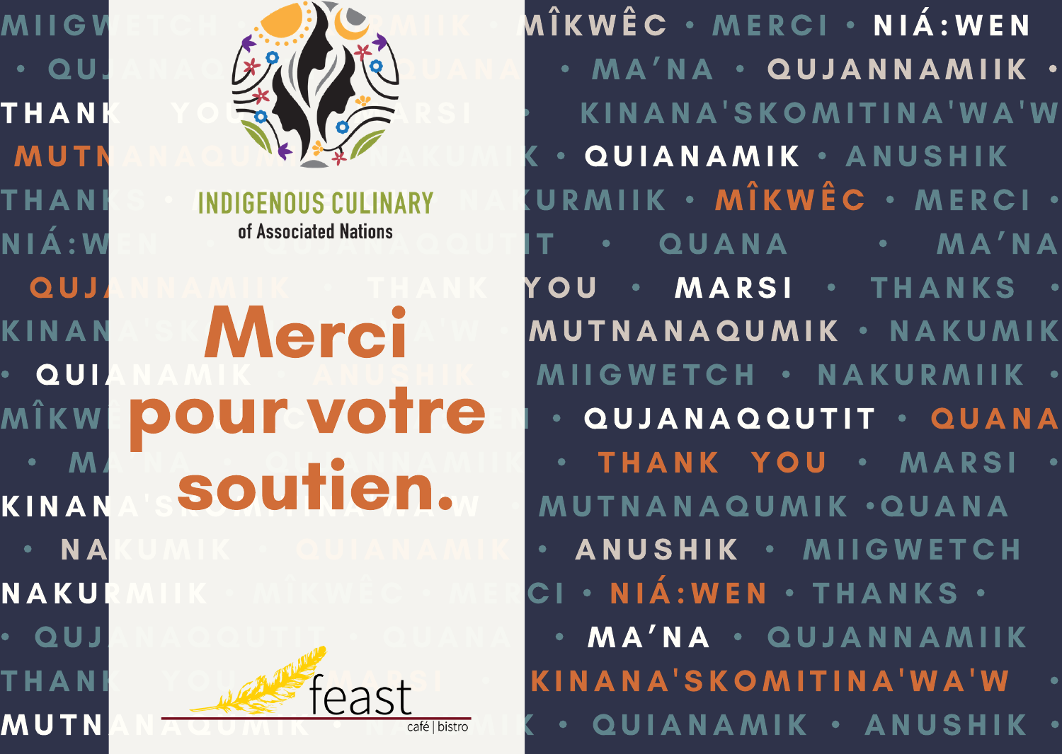MIIGWETCH • QUJANNAMIIK • MÎKWÊC • MERCI • NIÁ:WEN

• QUJANAQQUTIT • QUANA • MA'NA • QUJANNAMIIK •

THANK YOU • MARSI • KINANA'SKOMITINA'WA'W

MUTNANAQUMIK • NAKUMIK • QUIANAMIK • ANUSHIK

THANKS • NAKURMIIK • MÎKWÊC • MERCI •

NIÁ:WEN • QUJANAQQUTIT • QUANA • MA'NA

QUJANNAMIIK • THANK YOU • MARSI • THANKS •

KINANA'SKOMITINA'WA'W • MUTNANAQUMIK • NAKUMIK

• QUIANAMIK • ANUSHIK • MIIGWETCH • NAKURMIIK •

MÎKWÊC • MERCI • NIÁ:WEN • QUJANAQQUTIT • QUANA

• MA'NA • QUJANNAMIIK • THANK YOU • MARSI •

KINANA'SKOMITINA'WA'W • MUTNANAQUMIK • QUANA

• NAKUMIK • QUIANAMIK • ANUSHIK • MIIGWETCH

NAKURMIIK • MÎKWÊC • MERCI • NIÁ:WEN • THANKS •

• QUJANAQQUTIT • QUANA • MA'NA • QUJANNAMIIK

THANK YOU • MARSI • KINANA'SKOMITINA'WA'W •

MUTNANAQUMIK • NAKUMIK • QUIANAMIK • ANUSHIK •

INDIGENOUS CULINARY
of Associated Nations

# Merci pour votre soutien.

feast
café | bistro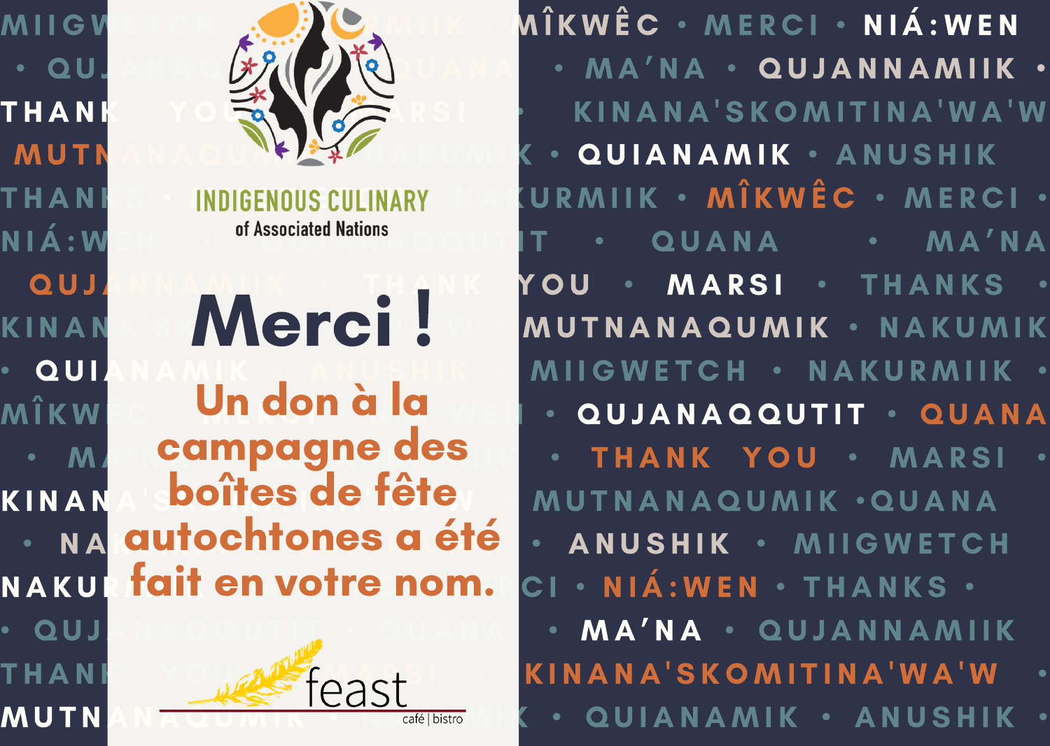INDIGENOUS CULINARY
of Associated Nations

# Merci !

## Un don à la campagne des boîtes de fête autochtones a été fait en votre nom.

feast
café | bistro

MÎKWÊC • MERCI • NIÁ:WEN
• MA’NA • QUJANNAMIIK •
• KINANA'SKOMITINA'WA'W
• QUIANAMIK • ANUSHIK
NAKURMIIK • MÎKWÊC • MERCI •
• QUANA • MA’NA
YOU • MARSI • THANKS •
• MUTNANAQUMIK • NAKUMIK
MIIGWETCH • NAKURMIIK •
• QUJANAQQUTIT • QUANA
• THANK YOU • MARSI •
• MUTNANAQUMIK •QUANA
• ANUSHIK • MIIGWETCH
• NIÁ:WEN • THANKS •
• MA’NA • QUJANNAMIIK
KINANA'SKOMITINA'WA'W •
• QUIANAMIK • ANUSHIK •